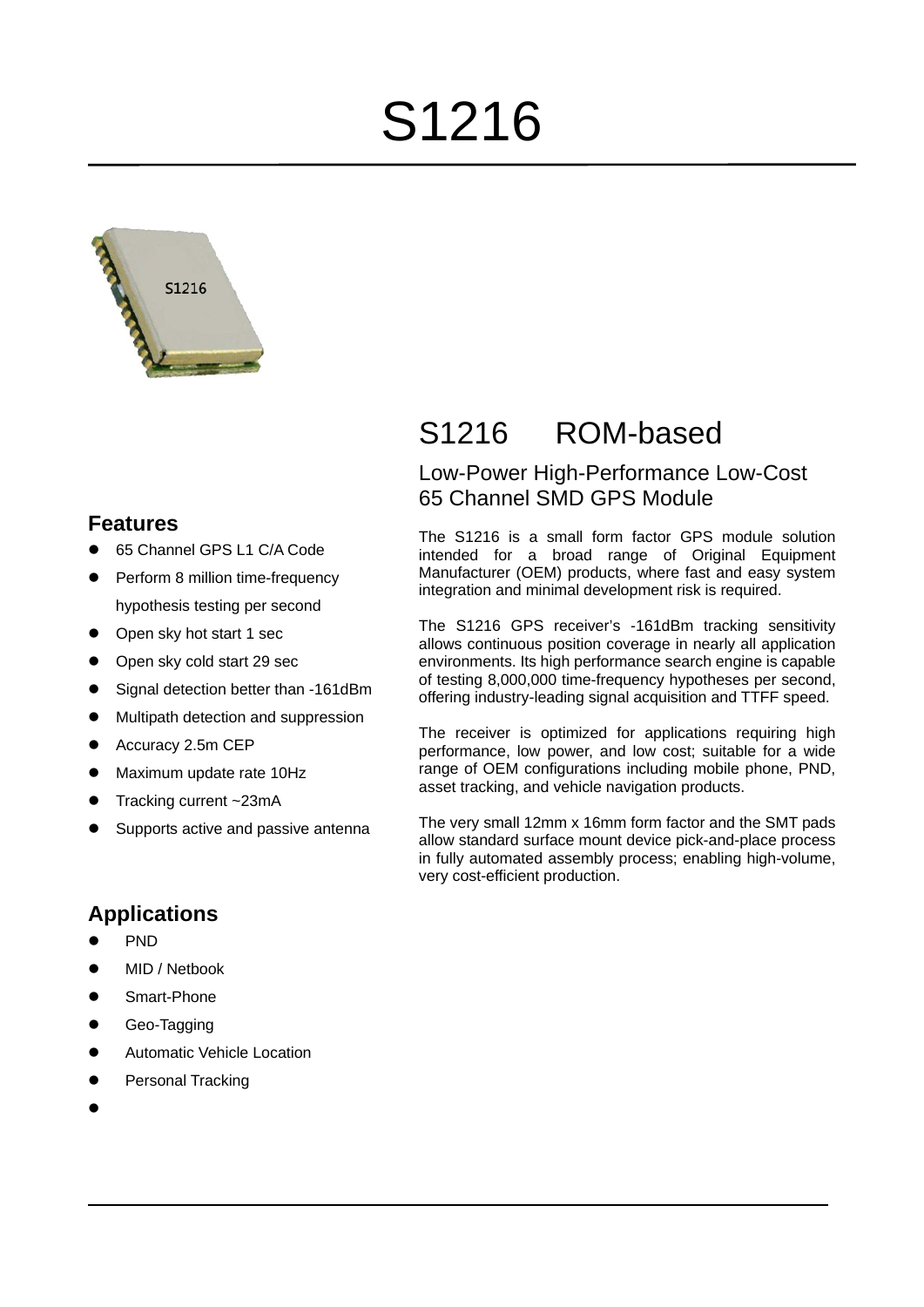# S1216

## S1216 ROM-based

### Low-Power High-Performance Low-Cost 65 Channel SMD GPS Module

The S1216 is a small form factor GPS module solution intended for a broad range of Original Equipment Manufacturer (OEM) products, where fast and easy system integration and minimal development risk is required.

The S1216 GPS receiver's -161dBm tracking sensitivity allows continuous position coverage in nearly all application environments. Its high performance search engine is capable of testing 8,000,000 time-frequency hypotheses per second, offering industry-leading signal acquisition and TTFF speed.

The receiver is optimized for applications requiring high performance, low power, and low cost; suitable for a wide range of OEM configurations including mobile phone, PND, asset tracking, and vehicle navigation products.

The very small 12mm x 16mm form factor and the SMT pads allow standard surface mount device pick-and-place process in fully automated assembly process; enabling high-volume, very cost-efficient production.

## Features

- 65 Channel GPS L1 C/A Code
- Perform 8 million time-frequency hypothesis testing per second
- Open sky hot start 1 sec
- Open sky cold start 29 sec
- Signal detection better than -161dBm
- Multipath detection and suppression
- Accuracy 2.5m CEP
- Maximum update rate 10Hz
- Tracking current ~23mA
- Supports active and passive antenna

## Applications

- PND
- MID / Netbook
- Smart-Phone
- Geo-Tagging
- Automatic Vehicle Location
- Personal Tracking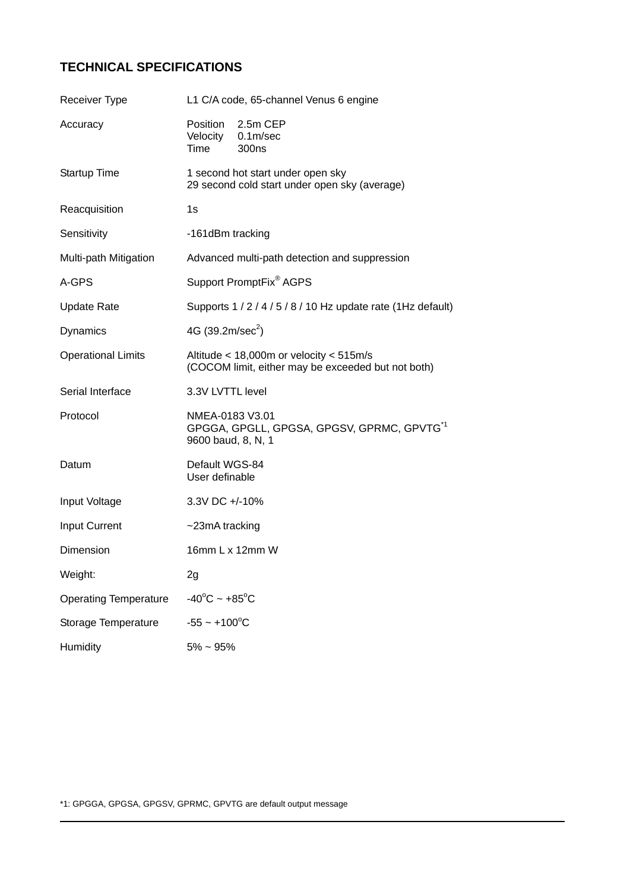## TECHNICAL SPECIFICATIONS

| | |
|---|---|
| Receiver Type | L1 C/A code, 65-channel Venus 6 engine |
| Accuracy | Position 2.5m CEP<br>Velocity 0.1m/sec<br>Time 300ns |
| Startup Time | 1 second hot start under open sky<br>29 second cold start under open sky (average) |
| Reacquisition | 1s |
| Sensitivity | -161dBm tracking |
| Multi-path Mitigation | Advanced multi-path detection and suppression |
| A-GPS | Support PromptFix® AGPS |
| Update Rate | Supports 1 / 2 / 4 / 5 / 8 / 10 Hz update rate (1Hz default) |
| Dynamics | 4G (39.2m/sec$^2$) |
| Operational Limits | Altitude < 18,000m or velocity < 515m/s<br>(COCOM limit, either may be exceeded but not both) |
| Serial Interface | 3.3V LVTTL level |
| Protocol | NMEA-0183 V3.01<br>GPGGA, GPGLL, GPGSA, GPGSV, GPRMC, GPVTG[*1]<br>9600 baud, 8, N, 1 |
| Datum | Default WGS-84<br>User definable |
| Input Voltage | 3.3V DC +/-10% |
| Input Current | ~23mA tracking |
| Dimension | 16mm L x 12mm W |
| Weight: | 2g |
| Operating Temperature | -40°C ~ +85°C |
| Storage Temperature | -55 ~ +100°C |
| Humidity | 5% ~ 95% |

*1: GPGGA, GPGSA, GPGSV, GPRMC, GPVTG are default output message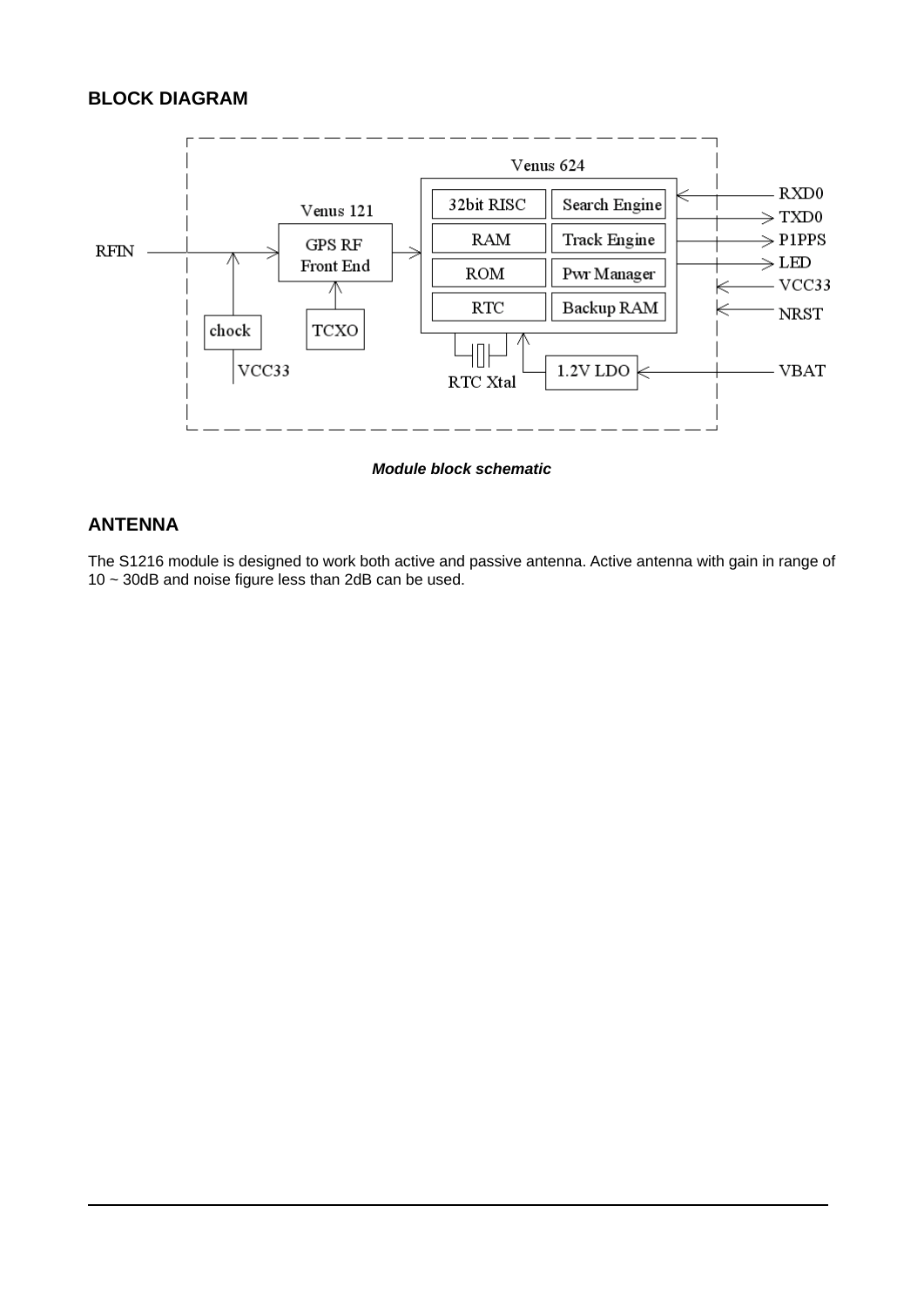## BLOCK DIAGRAM

*Module block schematic*

## ANTENNA

The S1216 module is designed to work both active and passive antenna. Active antenna with gain in range of 10 ~ 30dB and noise figure less than 2dB can be used.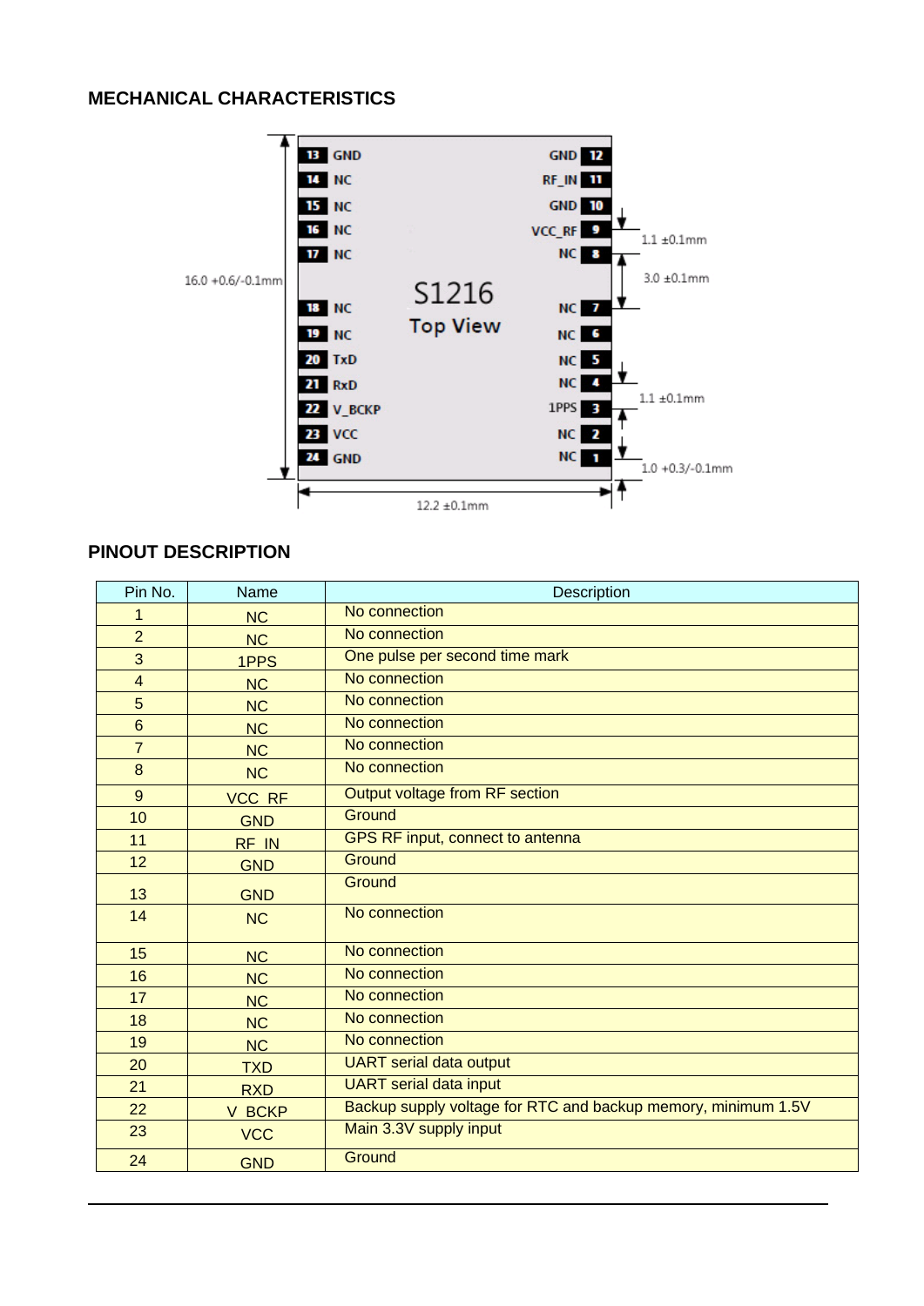## MECHANICAL CHARACTERISTICS

S1216 Top View

| Pin | Name | | Name | Pin |
|---|---|---|---|---|
| 13 | GND | | GND | 12 |
| 14 | NC | | RF_IN | 11 |
| 15 | NC | | GND | 10 |
| 16 | NC | | VCC_RF | 9 |
| 17 | NC | | NC | 8 |
| 18 | NC | | NC | 7 |
| 19 | NC | | NC | 6 |
| 20 | TxD | | NC | 5 |
| 21 | RxD | | NC | 4 |
| 22 | V_BCKP | | 1PPS | 3 |
| 23 | VCC | | NC | 2 |
| 24 | GND | | NC | 1 |

Dimensions: 16.0 +0.6/-0.1mm (height); 12.2 ±0.1mm (width); 1.1 ±0.1mm (pin pitch); 3.0 ±0.1mm (gap between pins 8 and 7); 1.0 +0.3/-0.1mm (pin 1 to edge)

## PINOUT DESCRIPTION

| Pin No. | Name | Description |
|---|---|---|
| 1 | NC | No connection |
| 2 | NC | No connection |
| 3 | 1PPS | One pulse per second time mark |
| 4 | NC | No connection |
| 5 | NC | No connection |
| 6 | NC | No connection |
| 7 | NC | No connection |
| 8 | NC | No connection |
| 9 | VCC_RF | Output voltage from RF section |
| 10 | GND | Ground |
| 11 | RF_IN | GPS RF input, connect to antenna |
| 12 | GND | Ground |
| 13 | GND | Ground |
| 14 | NC | No connection |
| 15 | NC | No connection |
| 16 | NC | No connection |
| 17 | NC | No connection |
| 18 | NC | No connection |
| 19 | NC | No connection |
| 20 | TXD | UART serial data output |
| 21 | RXD | UART serial data input |
| 22 | V_BCKP | Backup supply voltage for RTC and backup memory, minimum 1.5V |
| 23 | VCC | Main 3.3V supply input |
| 24 | GND | Ground |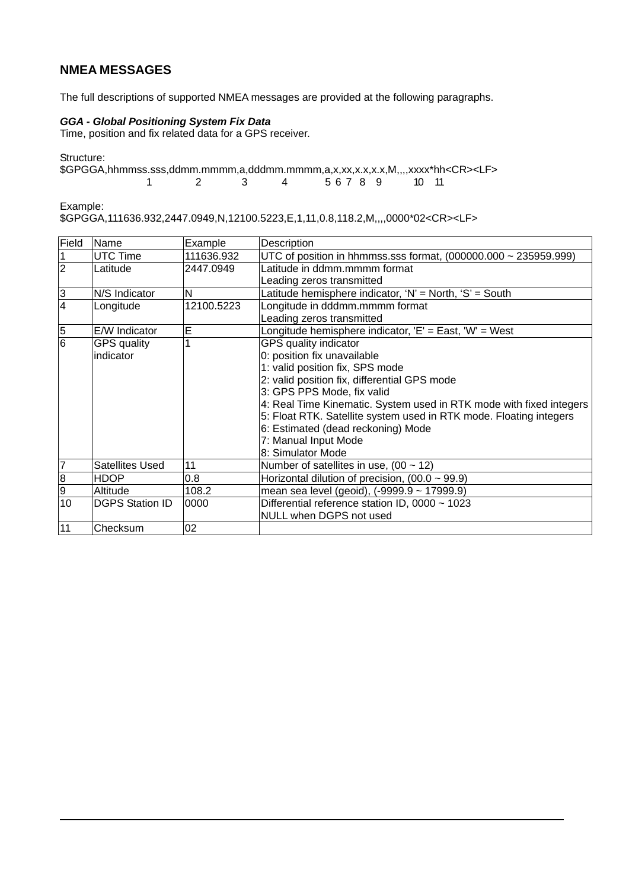## NMEA MESSAGES

The full descriptions of supported NMEA messages are provided at the following paragraphs.

***GGA - Global Positioning System Fix Data***
Time, position and fix related data for a GPS receiver.

Structure:

```
$GPGGA,hhmmss.sss,ddmm.mmmm,a,dddmm.mmmm,a,x,xx,x.x,x.x,M,,,,xxxx*hh<CR><LF>
              1          2      3       4     5 6 7  8   9        10   11
```

Example:

```
$GPGGA,111636.932,2447.0949,N,12100.5223,E,1,11,0.8,118.2,M,,,,0000*02<CR><LF>
```

| Field | Name | Example | Description |
|---|---|---|---|
| 1 | UTC Time | 111636.932 | UTC of position in hhmmss.sss format, (000000.000 ~ 235959.999) |
| 2 | Latitude | 2447.0949 | Latitude in ddmm.mmmm format<br>Leading zeros transmitted |
| 3 | N/S Indicator | N | Latitude hemisphere indicator, ‘N’ = North, ‘S’ = South |
| 4 | Longitude | 12100.5223 | Longitude in dddmm.mmmm format<br>Leading zeros transmitted |
| 5 | E/W Indicator | E | Longitude hemisphere indicator, 'E' = East, 'W' = West |
| 6 | GPS quality indicator | 1 | GPS quality indicator<br>0: position fix unavailable<br>1: valid position fix, SPS mode<br>2: valid position fix, differential GPS mode<br>3: GPS PPS Mode, fix valid<br>4: Real Time Kinematic. System used in RTK mode with fixed integers<br>5: Float RTK. Satellite system used in RTK mode. Floating integers<br>6: Estimated (dead reckoning) Mode<br>7: Manual Input Mode<br>8: Simulator Mode |
| 7 | Satellites Used | 11 | Number of satellites in use, (00 ~ 12) |
| 8 | HDOP | 0.8 | Horizontal dilution of precision, (00.0 ~ 99.9) |
| 9 | Altitude | 108.2 | mean sea level (geoid), (-9999.9 ~ 17999.9) |
| 10 | DGPS Station ID | 0000 | Differential reference station ID, 0000 ~ 1023<br>NULL when DGPS not used |
| 11 | Checksum | 02 | |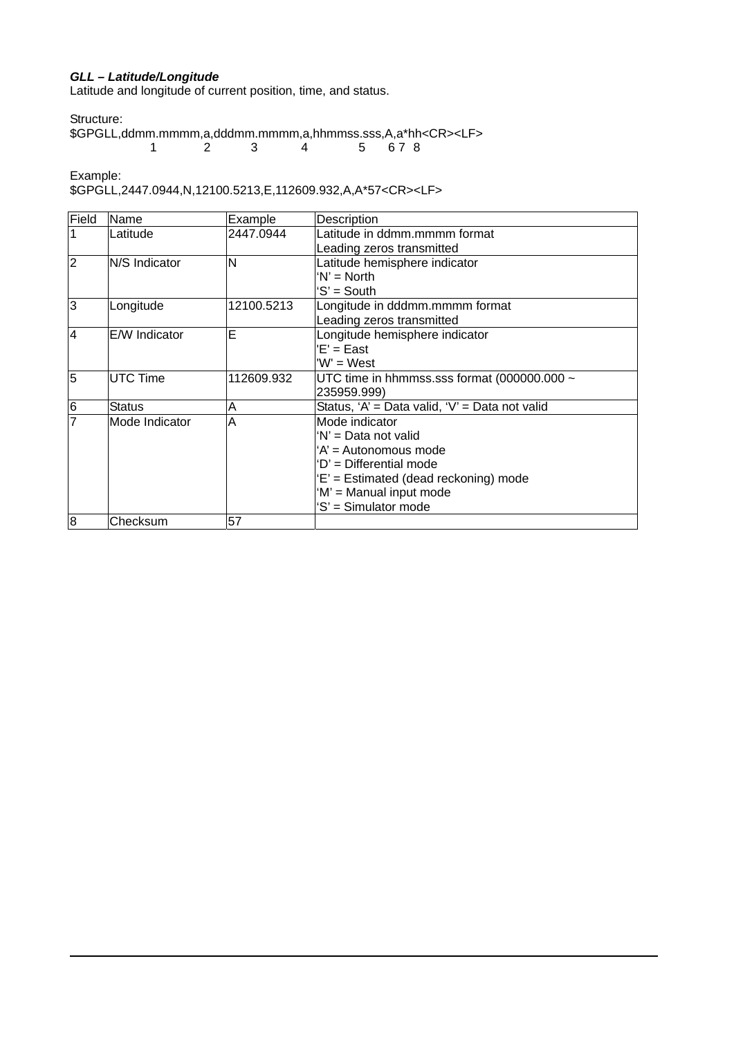***GLL – Latitude/Longitude***

Latitude and longitude of current position, time, and status.

Structure:

```
$GPGLL,ddmm.mmmm,a,dddmm.mmmm,a,hhmmss.sss,A,a*hh<CR><LF>
                1          2         3         4          5     6 7  8
```

Example:

```
$GPGLL,2447.0944,N,12100.5213,E,112609.932,A,A*57<CR><LF>
```

| Field | Name | Example | Description |
|---|---|---|---|
| 1 | Latitude | 2447.0944 | Latitude in ddmm.mmmm format<br>Leading zeros transmitted |
| 2 | N/S Indicator | N | Latitude hemisphere indicator<br>'N' = North<br>'S' = South |
| 3 | Longitude | 12100.5213 | Longitude in dddmm.mmmm format<br>Leading zeros transmitted |
| 4 | E/W Indicator | E | Longitude hemisphere indicator<br>'E' = East<br>'W' = West |
| 5 | UTC Time | 112609.932 | UTC time in hhmmss.sss format (000000.000 ~ 235959.999) |
| 6 | Status | A | Status, 'A' = Data valid, 'V' = Data not valid |
| 7 | Mode Indicator | A | Mode indicator<br>'N' = Data not valid<br>'A' = Autonomous mode<br>'D' = Differential mode<br>'E' = Estimated (dead reckoning) mode<br>'M' = Manual input mode<br>'S' = Simulator mode |
| 8 | Checksum | 57 | |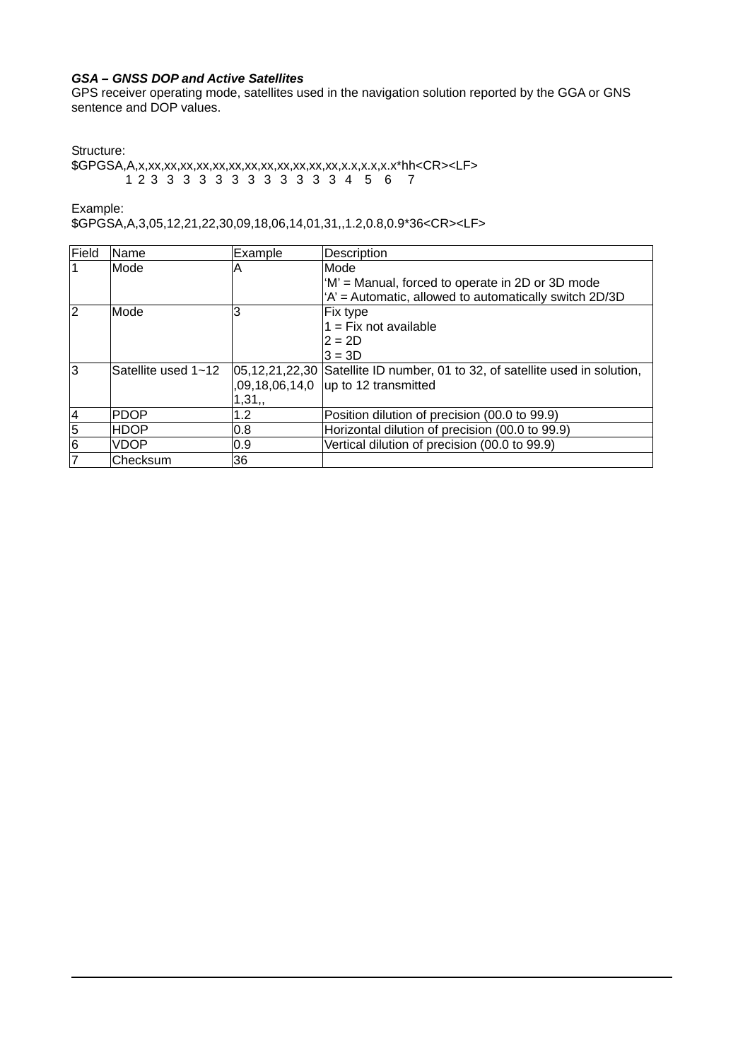***GSA – GNSS DOP and Active Satellites***

GPS receiver operating mode, satellites used in the navigation solution reported by the GGA or GNS sentence and DOP values.

Structure:

```
$GPGSA,A,x,xx,xx,xx,xx,xx,xx,xx,xx,xx,xx,xx,xx,x.x,x.x,x.x*hh<CR><LF>
         1 2 3  3  3  3  3  3  3  3  3  3  3  3  4   5   6    7
```

Example:

$GPGSA,A,3,05,12,21,22,30,09,18,06,14,01,31,,1.2,0.8,0.9*36<CR><LF>

| Field | Name | Example | Description |
|---|---|---|---|
| 1 | Mode | A | Mode<br>'M' = Manual, forced to operate in 2D or 3D mode<br>'A' = Automatic, allowed to automatically switch 2D/3D |
| 2 | Mode | 3 | Fix type<br>1 = Fix not available<br>2 = 2D<br>3 = 3D |
| 3 | Satellite used 1~12 | 05,12,21,22,30,09,18,06,14,01,31,, | Satellite ID number, 01 to 32, of satellite used in solution, up to 12 transmitted |
| 4 | PDOP | 1.2 | Position dilution of precision (00.0 to 99.9) |
| 5 | HDOP | 0.8 | Horizontal dilution of precision (00.0 to 99.9) |
| 6 | VDOP | 0.9 | Vertical dilution of precision (00.0 to 99.9) |
| 7 | Checksum | 36 | |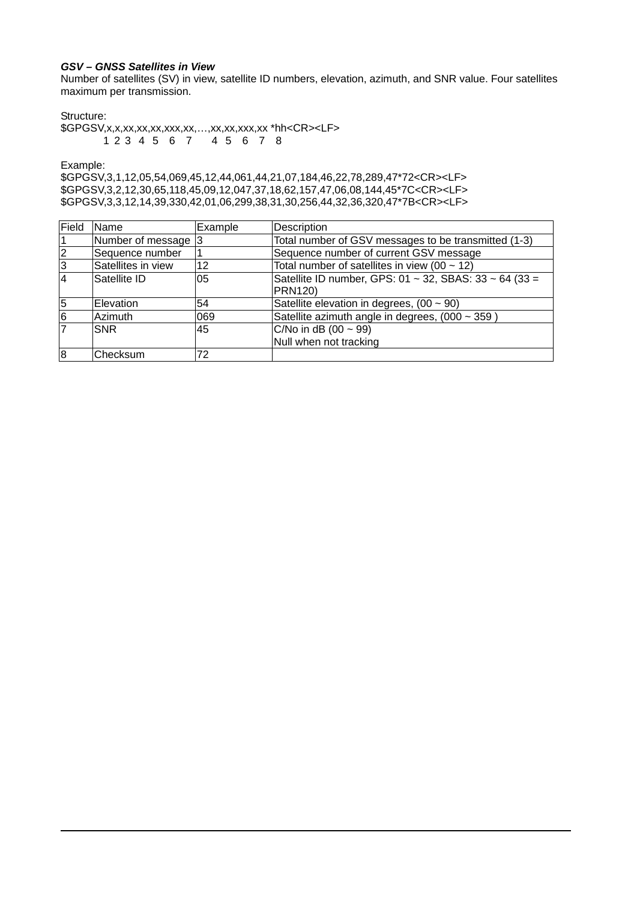***GSV – GNSS Satellites in View***

Number of satellites (SV) in view, satellite ID numbers, elevation, azimuth, and SNR value. Four satellites maximum per transmission.

Structure:

```
$GPGSV,x,x,xx,xx,xx,xxx,xx,…,xx,xx,xxx,xx *hh<CR><LF>
       1 2 3  4  5  6   7     4  5  6   7   8
```

Example:

```
$GPGSV,3,1,12,05,54,069,45,12,44,061,44,21,07,184,46,22,78,289,47*72<CR><LF>
$GPGSV,3,2,12,30,65,118,45,09,12,047,37,18,62,157,47,06,08,144,45*7C<CR><LF>
$GPGSV,3,3,12,14,39,330,42,01,06,299,38,31,30,256,44,32,36,320,47*7B<CR><LF>
```

| Field | Name | Example | Description |
|---|---|---|---|
| 1 | Number of message | 3 | Total number of GSV messages to be transmitted (1-3) |
| 2 | Sequence number | 1 | Sequence number of current GSV message |
| 3 | Satellites in view | 12 | Total number of satellites in view (00 ~ 12) |
| 4 | Satellite ID | 05 | Satellite ID number, GPS: 01 ~ 32, SBAS: 33 ~ 64 (33 = PRN120) |
| 5 | Elevation | 54 | Satellite elevation in degrees, (00 ~ 90) |
| 6 | Azimuth | 069 | Satellite azimuth angle in degrees, (000 ~ 359 ) |
| 7 | SNR | 45 | C/No in dB (00 ~ 99)<br>Null when not tracking |
| 8 | Checksum | 72 | |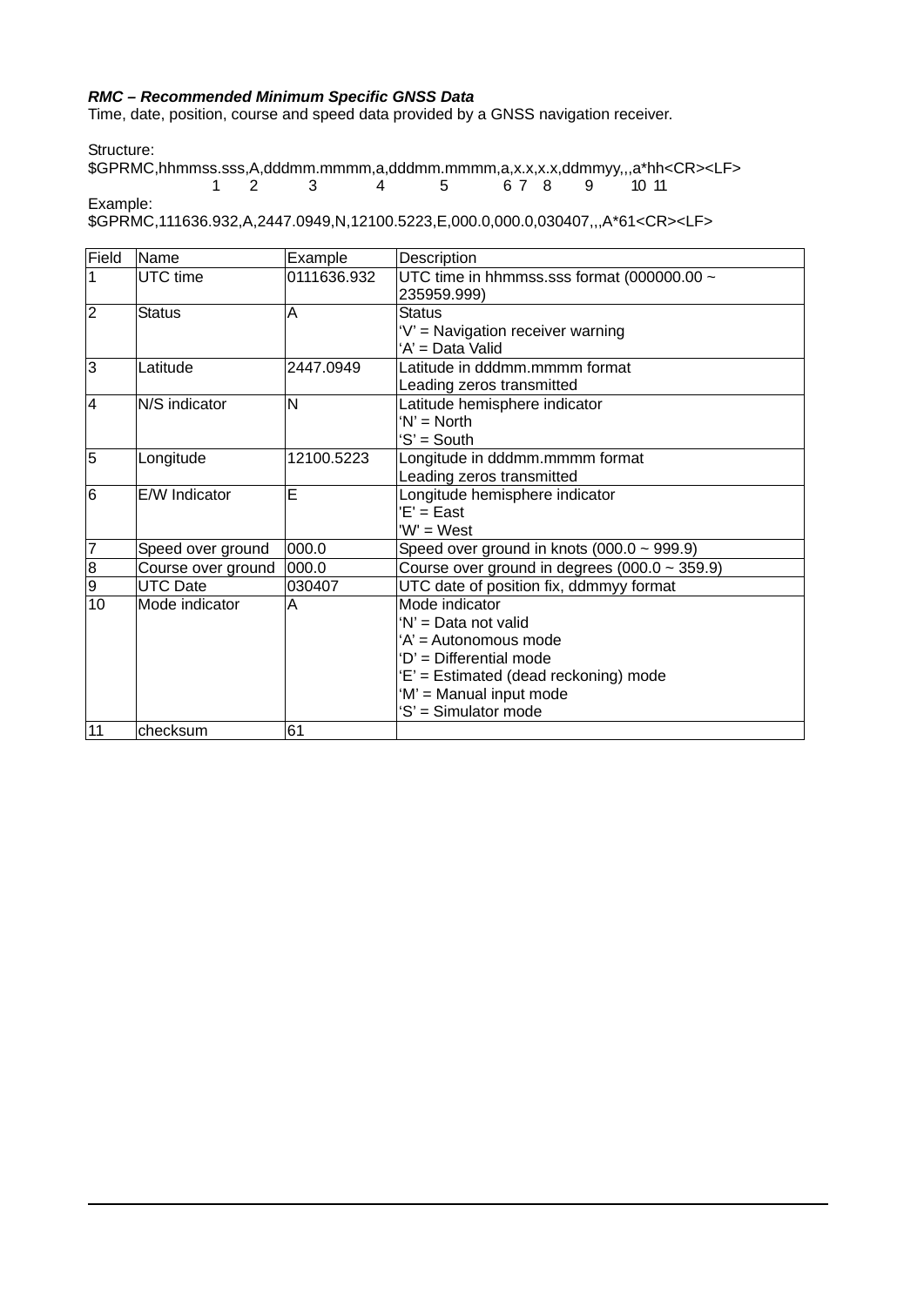***RMC – Recommended Minimum Specific GNSS Data***

Time, date, position, course and speed data provided by a GNSS navigation receiver.

Structure:

```
$GPRMC,hhmmss.sss,A,dddmm.mmmm,a,dddmm.mmmm,a,x.x,x.x,ddmmyy,,,a*hh<CR><LF>
              1     2       3       4       5      6 7  8     9    10 11
```

Example:

$GPRMC,111636.932,A,2447.0949,N,12100.5223,E,000.0,000.0,030407,,,A*61<CR><LF>

| Field | Name | Example | Description |
|---|---|---|---|
| 1 | UTC time | 0111636.932 | UTC time in hhmmss.sss format (000000.00 ~ 235959.999) |
| 2 | Status | A | Status<br>'V' = Navigation receiver warning<br>'A' = Data Valid |
| 3 | Latitude | 2447.0949 | Latitude in dddmm.mmmm format<br>Leading zeros transmitted |
| 4 | N/S indicator | N | Latitude hemisphere indicator<br>'N' = North<br>'S' = South |
| 5 | Longitude | 12100.5223 | Longitude in dddmm.mmmm format<br>Leading zeros transmitted |
| 6 | E/W Indicator | E | Longitude hemisphere indicator<br>'E' = East<br>'W' = West |
| 7 | Speed over ground | 000.0 | Speed over ground in knots (000.0 ~ 999.9) |
| 8 | Course over ground | 000.0 | Course over ground in degrees (000.0 ~ 359.9) |
| 9 | UTC Date | 030407 | UTC date of position fix, ddmmyy format |
| 10 | Mode indicator | A | Mode indicator<br>'N' = Data not valid<br>'A' = Autonomous mode<br>'D' = Differential mode<br>'E' = Estimated (dead reckoning) mode<br>'M' = Manual input mode<br>'S' = Simulator mode |
| 11 | checksum | 61 | |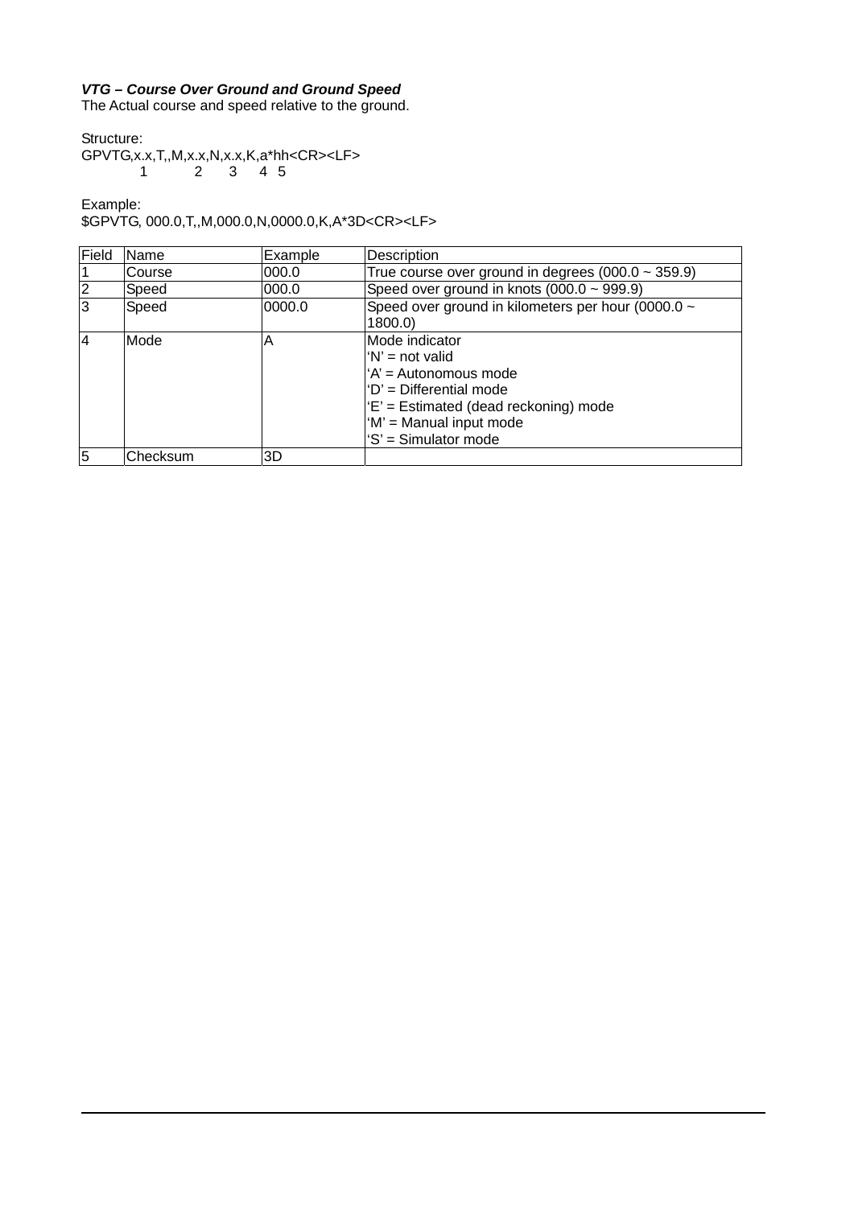***VTG – Course Over Ground and Ground Speed***

The Actual course and speed relative to the ground.

Structure:

```
GPVTG,x.x,T,,M,x.x,N,x.x,K,a*hh<CR><LF>
          1          2      3     4  5
```

Example:

$GPVTG, 000.0,T,,M,000.0,N,0000.0,K,A*3D<CR><LF>

| Field | Name | Example | Description |
|---|---|---|---|
| 1 | Course | 000.0 | True course over ground in degrees (000.0 ~ 359.9) |
| 2 | Speed | 000.0 | Speed over ground in knots (000.0 ~ 999.9) |
| 3 | Speed | 0000.0 | Speed over ground in kilometers per hour (0000.0 ~ 1800.0) |
| 4 | Mode | A | Mode indicator<br>'N' = not valid<br>'A' = Autonomous mode<br>'D' = Differential mode<br>'E' = Estimated (dead reckoning) mode<br>'M' = Manual input mode<br>'S' = Simulator mode |
| 5 | Checksum | 3D | |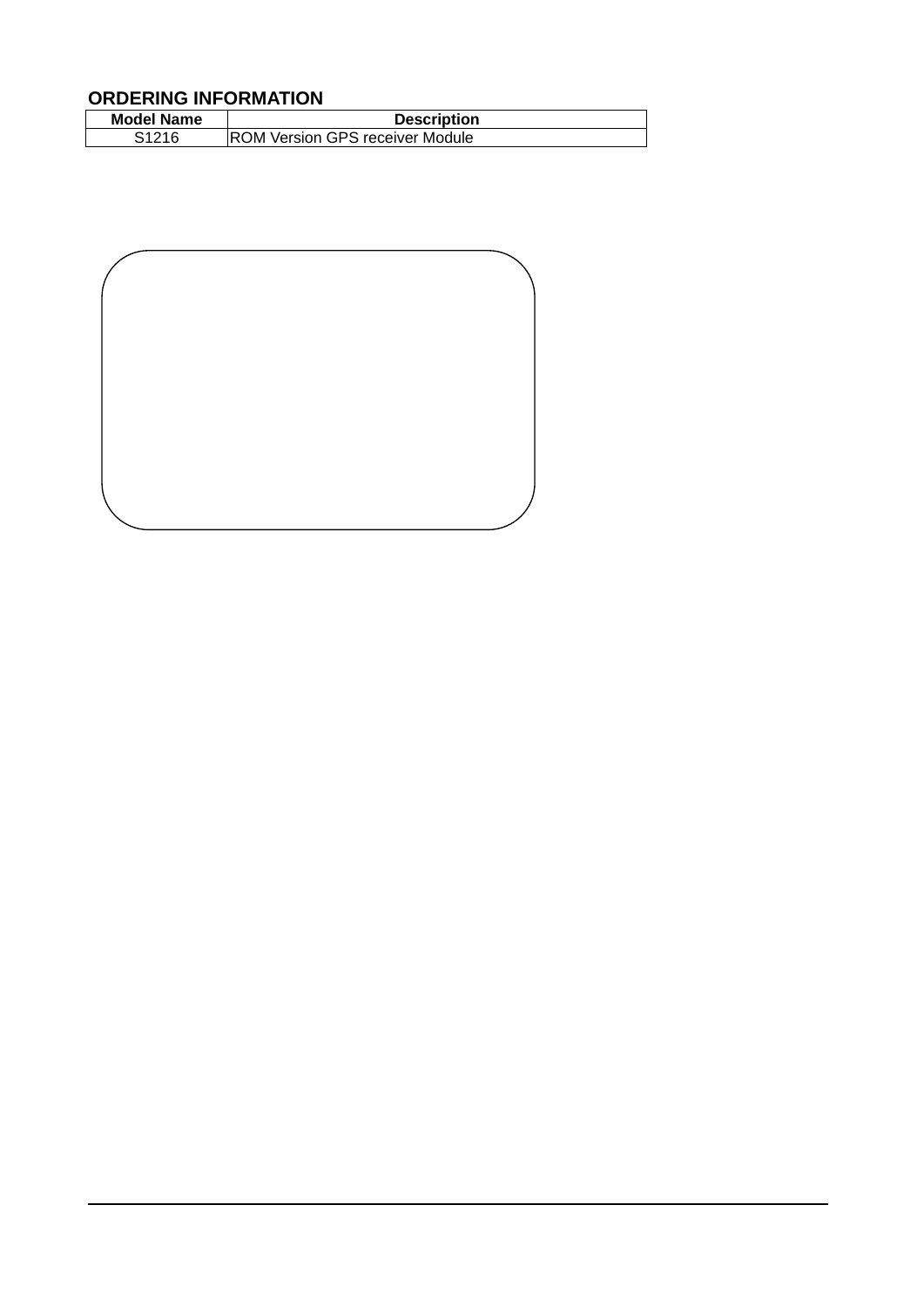## ORDERING INFORMATION

| Model Name | Description |
|---|---|
| S1216 | ROM Version GPS receiver Module |